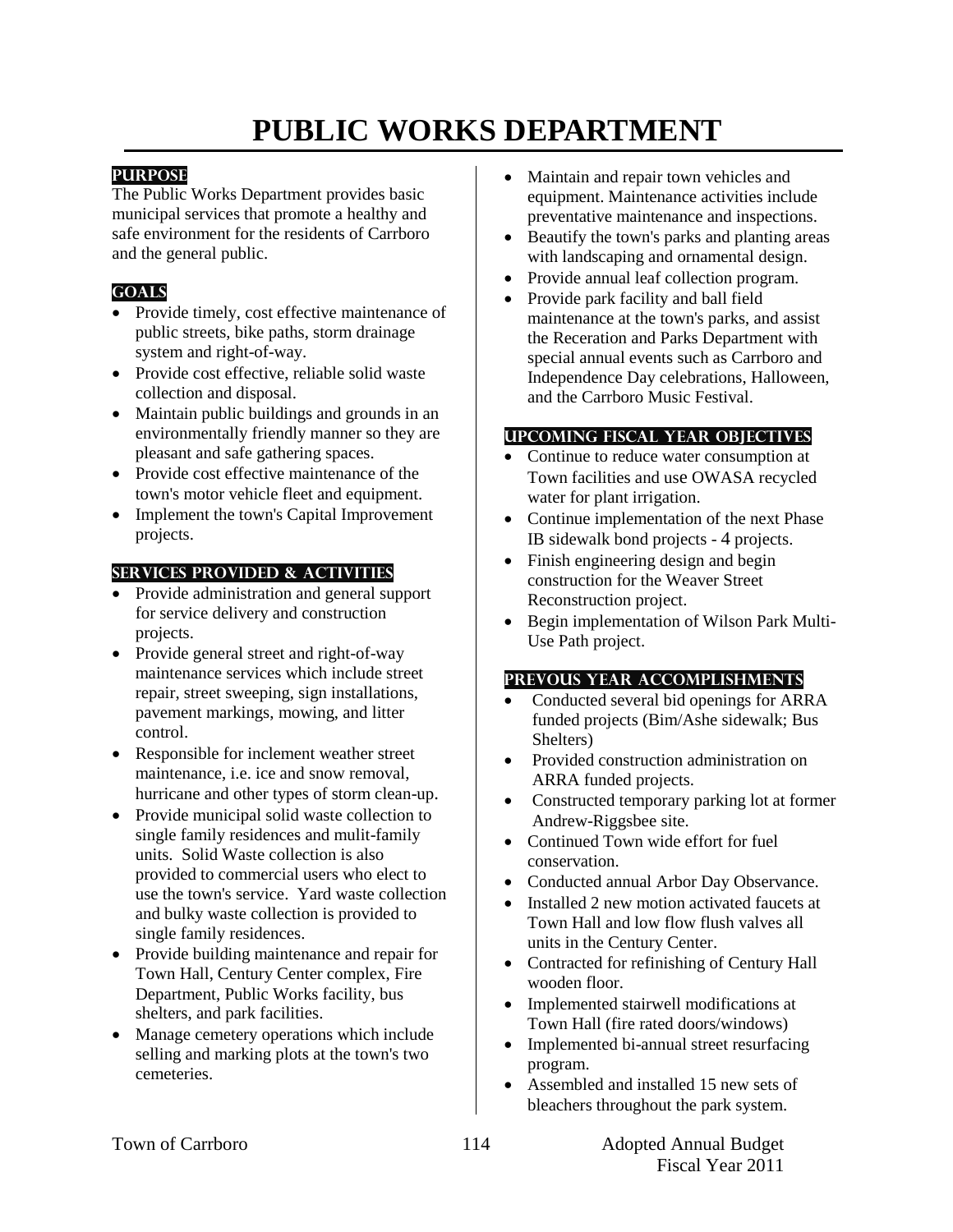# PUBLIC WORKS DEPARTMENT

## PURPOSE

The Public Works Department provides basic municipal services that promote a healthy and safe environment for the residents of Carrboro and the general public.

## GOALS

- Provide timely, cost effective maintenance of public streets, bike paths, storm drainage system and right-of-way.
- Provide cost effective, reliable solid waste collection and disposal.
- Maintain public buildings and grounds in an environmentally friendly manner so they are pleasant and safe gathering spaces.
- Provide cost effective maintenance of the town's motor vehicle fleet and equipment.
- Implement the town's Capital Improvement projects.

## SERVICES PROVIDED & ACTIVITIES

- Provide administration and general support for service delivery and construction projects.
- Provide general street and right-of-way maintenance services which include street repair, street sweeping, sign installations, pavement markings, mowing, and litter control.
- Responsible for inclement weather street maintenance, i.e. ice and snow removal, hurricane and other types of storm clean-up.
- Provide municipal solid waste collection to single family residences and mulit-family units. Solid Waste collection is also provided to commercial users who elect to use the town's service. Yard waste collection and bulky waste collection is provided to single family residences.
- Provide building maintenance and repair for Town Hall, Century Center complex, Fire Department, Public Works facility, bus shelters, and park facilities.
- Manage cemetery operations which include selling and marking plots at the town's two cemeteries.
- Maintain and repair town vehicles and equipment. Maintenance activities include preventative maintenance and inspections.
- Beautify the town's parks and planting areas with landscaping and ornamental design.
- Provide annual leaf collection program.
- Provide park facility and ball field maintenance at the town's parks, and assist the Receration and Parks Department with special annual events such as Carrboro and Independence Day celebrations, Halloween, and the Carrboro Music Festival.

## UPCOMING FISCAL YEAR OBJECTIVES

- Continue to reduce water consumption at Town facilities and use OWASA recycled water for plant irrigation.
- Continue implementation of the next Phase IB sidewalk bond projects - 4 projects.
- Finish engineering design and begin construction for the Weaver Street Reconstruction project.
- Begin implementation of Wilson Park Multi-Use Path project.

## PREVOUS YEAR ACCOMPLISHMENTS

- Conducted several bid openings for ARRA funded projects (Bim/Ashe sidewalk; Bus Shelters)
- Provided construction administration on ARRA funded projects.
- Constructed temporary parking lot at former Andrew-Riggsbee site.
- Continued Town wide effort for fuel conservation.
- Conducted annual Arbor Day Observance.
- Installed 2 new motion activated faucets at Town Hall and low flow flush valves all units in the Century Center.
- Contracted for refinishing of Century Hall wooden floor.
- Implemented stairwell modifications at Town Hall (fire rated doors/windows)
- Implemented bi-annual street resurfacing program.
- Assembled and installed 15 new sets of bleachers throughout the park system.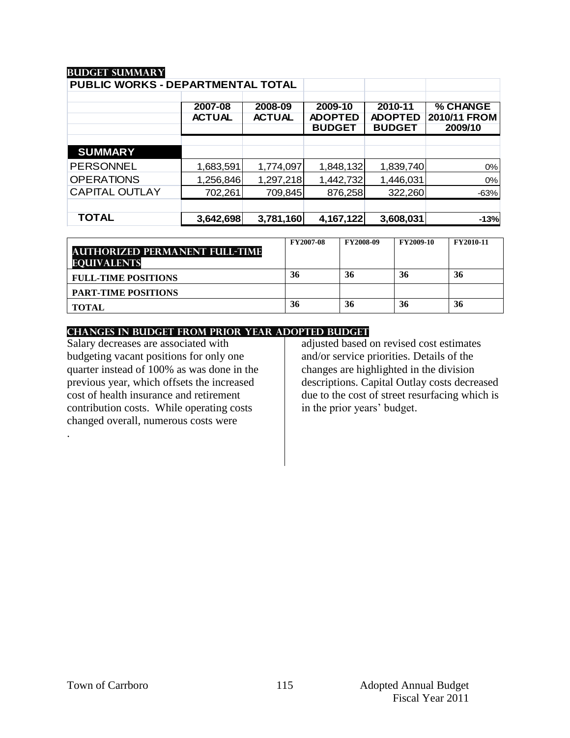## BUDGET SUMMARY

| PUBLIC WORKS - DEPARTMENTAL TOTAL | 2007-08 ACTUAL | 2008-09 ACTUAL | 2009-10 ADOPTED BUDGET | 2010-11 ADOPTED BUDGET | % CHANGE 2010/11 FROM 2009/10 |
|---|---|---|---|---|---|
| **SUMMARY** | | | | | |
| PERSONNEL | 1,683,591 | 1,774,097 | 1,848,132 | 1,839,740 | 0% |
| OPERATIONS | 1,256,846 | 1,297,218 | 1,442,732 | 1,446,031 | 0% |
| CAPITAL OUTLAY | 702,261 | 709,845 | 876,258 | 322,260 | -63% |
| **TOTAL** | **3,642,698** | **3,781,160** | **4,167,122** | **3,608,031** | **-13%** |

| AUTHORIZED PERMANENT FULL-TIME EQUIVALENTS | FY2007-08 | FY2008-09 | FY2009-10 | FY2010-11 |
|---|---|---|---|---|
| **FULL-TIME POSITIONS** | **36** | **36** | **36** | **36** |
| **PART-TIME POSITIONS** | | | | |
| **TOTAL** | **36** | **36** | **36** | **36** |

## CHANGES IN BUDGET FROM PRIOR YEAR ADOPTED BUDGET

Salary decreases are associated with budgeting vacant positions for only one quarter instead of 100% as was done in the previous year, which offsets the increased cost of health insurance and retirement contribution costs. While operating costs changed overall, numerous costs were adjusted based on revised cost estimates and/or service priorities. Details of the changes are highlighted in the division descriptions. Capital Outlay costs decreased due to the cost of street resurfacing which is in the prior years' budget.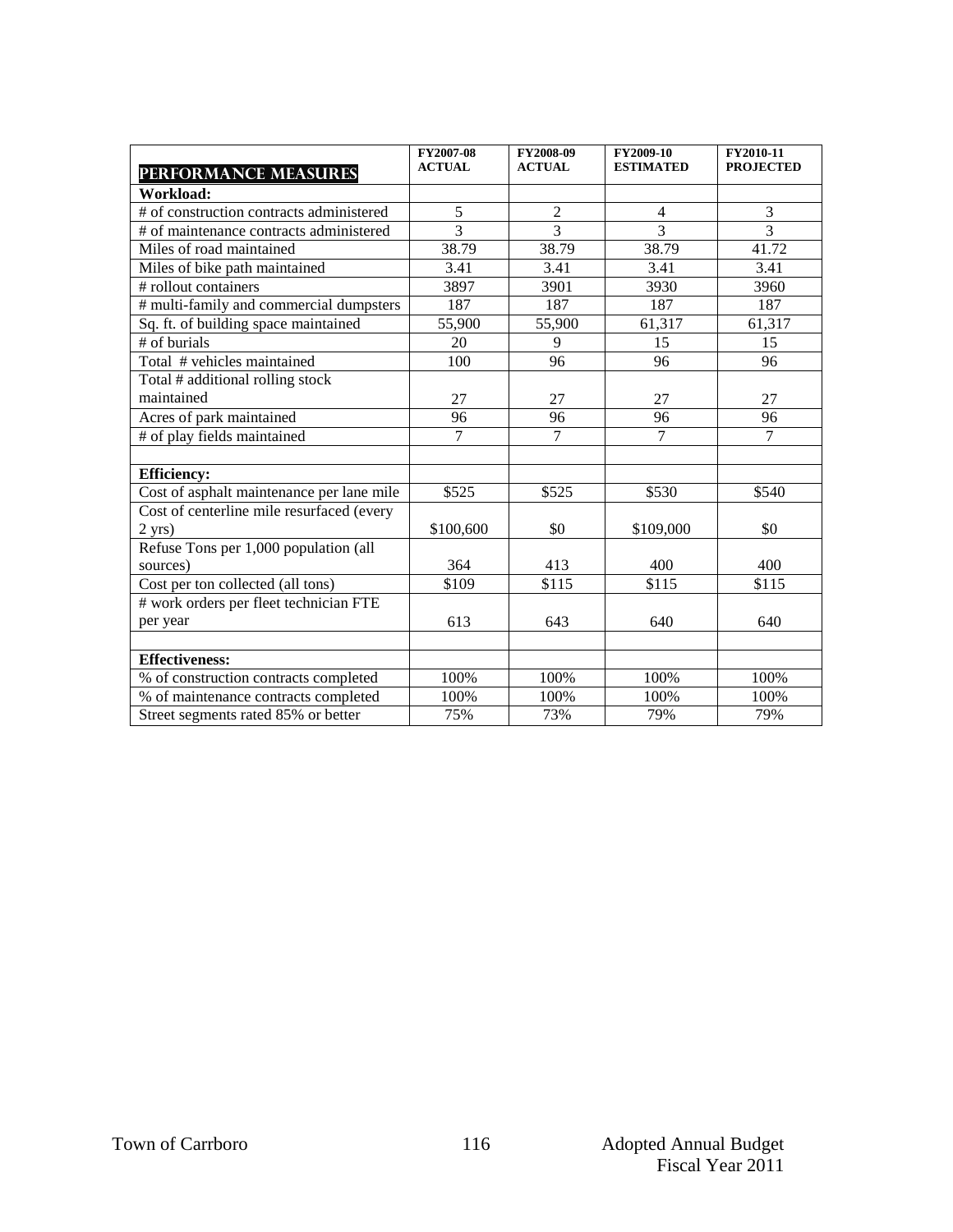| PERFORMANCE MEASURES | FY2007-08 ACTUAL | FY2008-09 ACTUAL | FY2009-10 ESTIMATED | FY2010-11 PROJECTED |
|---|---|---|---|---|
| **Workload:** | | | | |
| # of construction contracts administered | 5 | 2 | 4 | 3 |
| # of maintenance contracts administered | 3 | 3 | 3 | 3 |
| Miles of road maintained | 38.79 | 38.79 | 38.79 | 41.72 |
| Miles of bike path maintained | 3.41 | 3.41 | 3.41 | 3.41 |
| # rollout containers | 3897 | 3901 | 3930 | 3960 |
| # multi-family and commercial dumpsters | 187 | 187 | 187 | 187 |
| Sq. ft. of building space maintained | 55,900 | 55,900 | 61,317 | 61,317 |
| # of burials | 20 | 9 | 15 | 15 |
| Total # vehicles maintained | 100 | 96 | 96 | 96 |
| Total # additional rolling stock maintained | 27 | 27 | 27 | 27 |
| Acres of park maintained | 96 | 96 | 96 | 96 |
| # of play fields maintained | 7 | 7 | 7 | 7 |
| | | | | |
| **Efficiency:** | | | | |
| Cost of asphalt maintenance per lane mile | $525 | $525 | $530 | $540 |
| Cost of centerline mile resurfaced (every 2 yrs) | $100,600 | $0 | $109,000 | $0 |
| Refuse Tons per 1,000 population (all sources) | 364 | 413 | 400 | 400 |
| Cost per ton collected (all tons) | $109 | $115 | $115 | $115 |
| # work orders per fleet technician FTE per year | 613 | 643 | 640 | 640 |
| | | | | |
| **Effectiveness:** | | | | |
| % of construction contracts completed | 100% | 100% | 100% | 100% |
| % of maintenance contracts completed | 100% | 100% | 100% | 100% |
| Street segments rated 85% or better | 75% | 73% | 79% | 79% |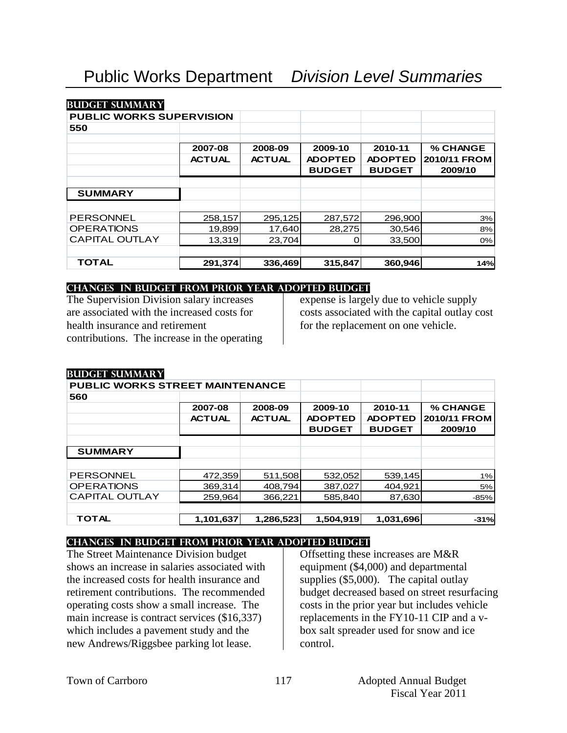# Public Works Department *Division Level Summaries*

**BUDGET SUMMARY**

| PUBLIC WORKS SUPERVISION 550 | 2007-08 ACTUAL | 2008-09 ACTUAL | 2009-10 ADOPTED BUDGET | 2010-11 ADOPTED BUDGET | % CHANGE 2010/11 FROM 2009/10 |
|---|---|---|---|---|---|
| **SUMMARY** | | | | | |
| PERSONNEL | 258,157 | 295,125 | 287,572 | 296,900 | 3% |
| OPERATIONS | 19,899 | 17,640 | 28,275 | 30,546 | 8% |
| CAPITAL OUTLAY | 13,319 | 23,704 | 0 | 33,500 | 0% |
| **TOTAL** | **291,374** | **336,469** | **315,847** | **360,946** | **14%** |

**CHANGES IN BUDGET FROM PRIOR YEAR ADOPTED BUDGET**

The Supervision Division salary increases are associated with the increased costs for health insurance and retirement contributions. The increase in the operating expense is largely due to vehicle supply costs associated with the capital outlay cost for the replacement on one vehicle.

**BUDGET SUMMARY**

| PUBLIC WORKS STREET MAINTENANCE 560 | 2007-08 ACTUAL | 2008-09 ACTUAL | 2009-10 ADOPTED BUDGET | 2010-11 ADOPTED BUDGET | % CHANGE 2010/11 FROM 2009/10 |
|---|---|---|---|---|---|
| **SUMMARY** | | | | | |
| PERSONNEL | 472,359 | 511,508 | 532,052 | 539,145 | 1% |
| OPERATIONS | 369,314 | 408,794 | 387,027 | 404,921 | 5% |
| CAPITAL OUTLAY | 259,964 | 366,221 | 585,840 | 87,630 | -85% |
| **TOTAL** | **1,101,637** | **1,286,523** | **1,504,919** | **1,031,696** | **-31%** |

**CHANGES IN BUDGET FROM PRIOR YEAR ADOPTED BUDGET**

The Street Maintenance Division budget shows an increase in salaries associated with the increased costs for health insurance and retirement contributions. The recommended operating costs show a small increase. The main increase is contract services ($16,337) which includes a pavement study and the new Andrews/Riggsbee parking lot lease. Offsetting these increases are M&R equipment ($4,000) and departmental supplies ($5,000). The capital outlay budget decreased based on street resurfacing costs in the prior year but includes vehicle replacements in the FY10-11 CIP and a v-box salt spreader used for snow and ice control.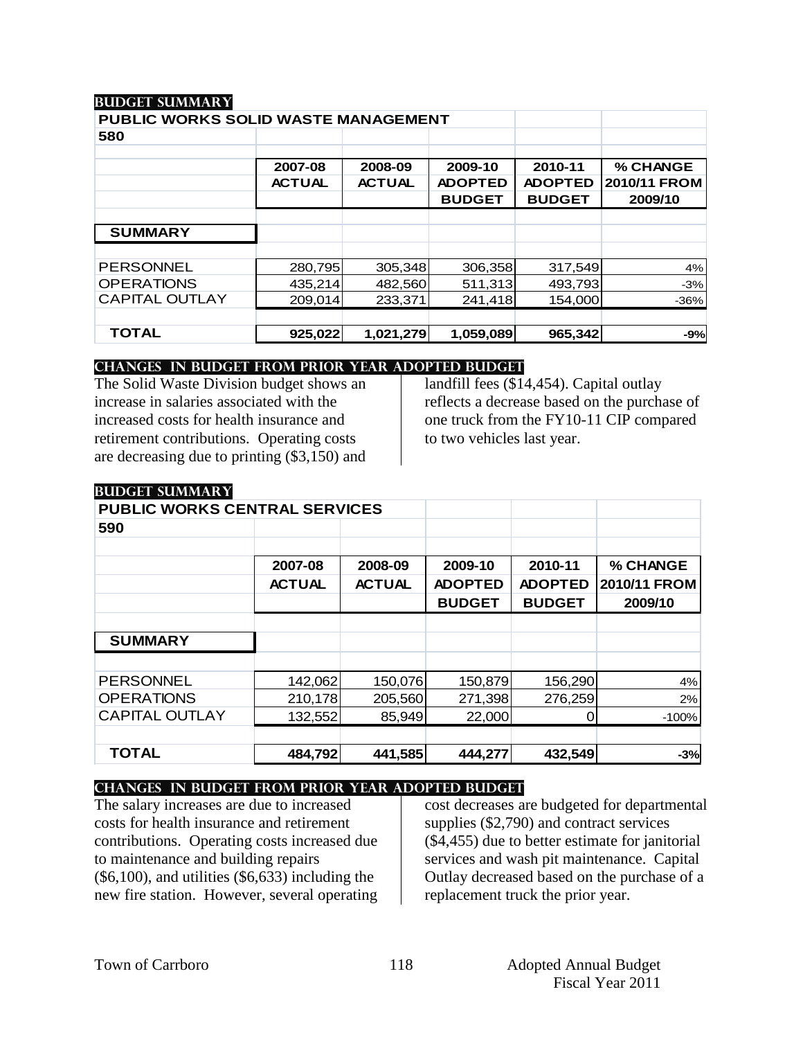## BUDGET SUMMARY

| PUBLIC WORKS SOLID WASTE MANAGEMENT 580 | 2007-08 ACTUAL | 2008-09 ACTUAL | 2009-10 ADOPTED BUDGET | 2010-11 ADOPTED BUDGET | % CHANGE 2010/11 FROM 2009/10 |
|---|---|---|---|---|---|
| **SUMMARY** | | | | | |
| PERSONNEL | 280,795 | 305,348 | 306,358 | 317,549 | 4% |
| OPERATIONS | 435,214 | 482,560 | 511,313 | 493,793 | -3% |
| CAPITAL OUTLAY | 209,014 | 233,371 | 241,418 | 154,000 | -36% |
| **TOTAL** | **925,022** | **1,021,279** | **1,059,089** | **965,342** | **-9%** |

## CHANGES IN BUDGET FROM PRIOR YEAR ADOPTED BUDGET

The Solid Waste Division budget shows an increase in salaries associated with the increased costs for health insurance and retirement contributions. Operating costs are decreasing due to printing ($3,150) and landfill fees ($14,454). Capital outlay reflects a decrease based on the purchase of one truck from the FY10-11 CIP compared to two vehicles last year.

## BUDGET SUMMARY

| PUBLIC WORKS CENTRAL SERVICES 590 | 2007-08 ACTUAL | 2008-09 ACTUAL | 2009-10 ADOPTED BUDGET | 2010-11 ADOPTED BUDGET | % CHANGE 2010/11 FROM 2009/10 |
|---|---|---|---|---|---|
| **SUMMARY** | | | | | |
| PERSONNEL | 142,062 | 150,076 | 150,879 | 156,290 | 4% |
| OPERATIONS | 210,178 | 205,560 | 271,398 | 276,259 | 2% |
| CAPITAL OUTLAY | 132,552 | 85,949 | 22,000 | 0 | -100% |
| **TOTAL** | **484,792** | **441,585** | **444,277** | **432,549** | **-3%** |

## CHANGES IN BUDGET FROM PRIOR YEAR ADOPTED BUDGET

The salary increases are due to increased costs for health insurance and retirement contributions. Operating costs increased due to maintenance and building repairs ($6,100), and utilities ($6,633) including the new fire station. However, several operating cost decreases are budgeted for departmental supplies ($2,790) and contract services ($4,455) due to better estimate for janitorial services and wash pit maintenance. Capital Outlay decreased based on the purchase of a replacement truck the prior year.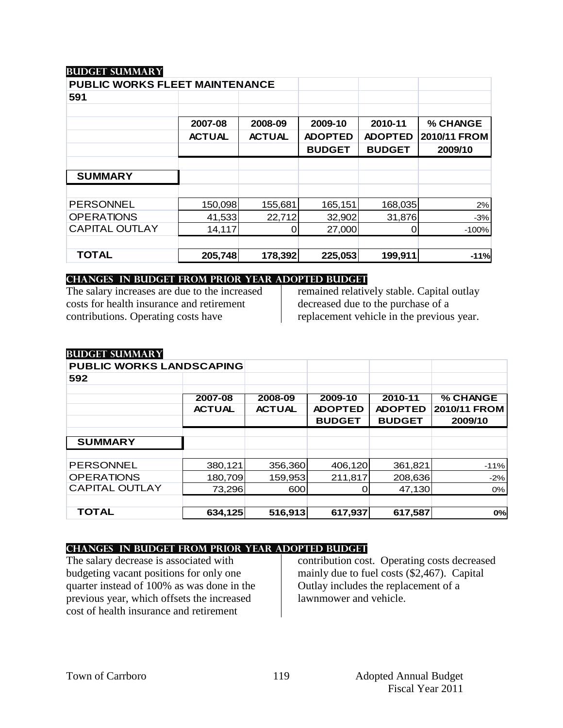## BUDGET SUMMARY

| PUBLIC WORKS FLEET MAINTENANCE 591 | 2007-08 ACTUAL | 2008-09 ACTUAL | 2009-10 ADOPTED BUDGET | 2010-11 ADOPTED BUDGET | % CHANGE 2010/11 FROM 2009/10 |
|---|---|---|---|---|---|
| **SUMMARY** | | | | | |
| PERSONNEL | 150,098 | 155,681 | 165,151 | 168,035 | 2% |
| OPERATIONS | 41,533 | 22,712 | 32,902 | 31,876 | -3% |
| CAPITAL OUTLAY | 14,117 | 0 | 27,000 | 0 | -100% |
| **TOTAL** | **205,748** | **178,392** | **225,053** | **199,911** | **-11%** |

## CHANGES IN BUDGET FROM PRIOR YEAR ADOPTED BUDGET

The salary increases are due to the increased costs for health insurance and retirement contributions. Operating costs have remained relatively stable. Capital outlay decreased due to the purchase of a replacement vehicle in the previous year.

## BUDGET SUMMARY

| PUBLIC WORKS LANDSCAPING 592 | 2007-08 ACTUAL | 2008-09 ACTUAL | 2009-10 ADOPTED BUDGET | 2010-11 ADOPTED BUDGET | % CHANGE 2010/11 FROM 2009/10 |
|---|---|---|---|---|---|
| **SUMMARY** | | | | | |
| PERSONNEL | 380,121 | 356,360 | 406,120 | 361,821 | -11% |
| OPERATIONS | 180,709 | 159,953 | 211,817 | 208,636 | -2% |
| CAPITAL OUTLAY | 73,296 | 600 | 0 | 47,130 | 0% |
| **TOTAL** | **634,125** | **516,913** | **617,937** | **617,587** | **0%** |

## CHANGES IN BUDGET FROM PRIOR YEAR ADOPTED BUDGET

The salary decrease is associated with budgeting vacant positions for only one quarter instead of 100% as was done in the previous year, which offsets the increased cost of health insurance and retirement contribution cost. Operating costs decreased mainly due to fuel costs ($2,467). Capital Outlay includes the replacement of a lawnmower and vehicle.